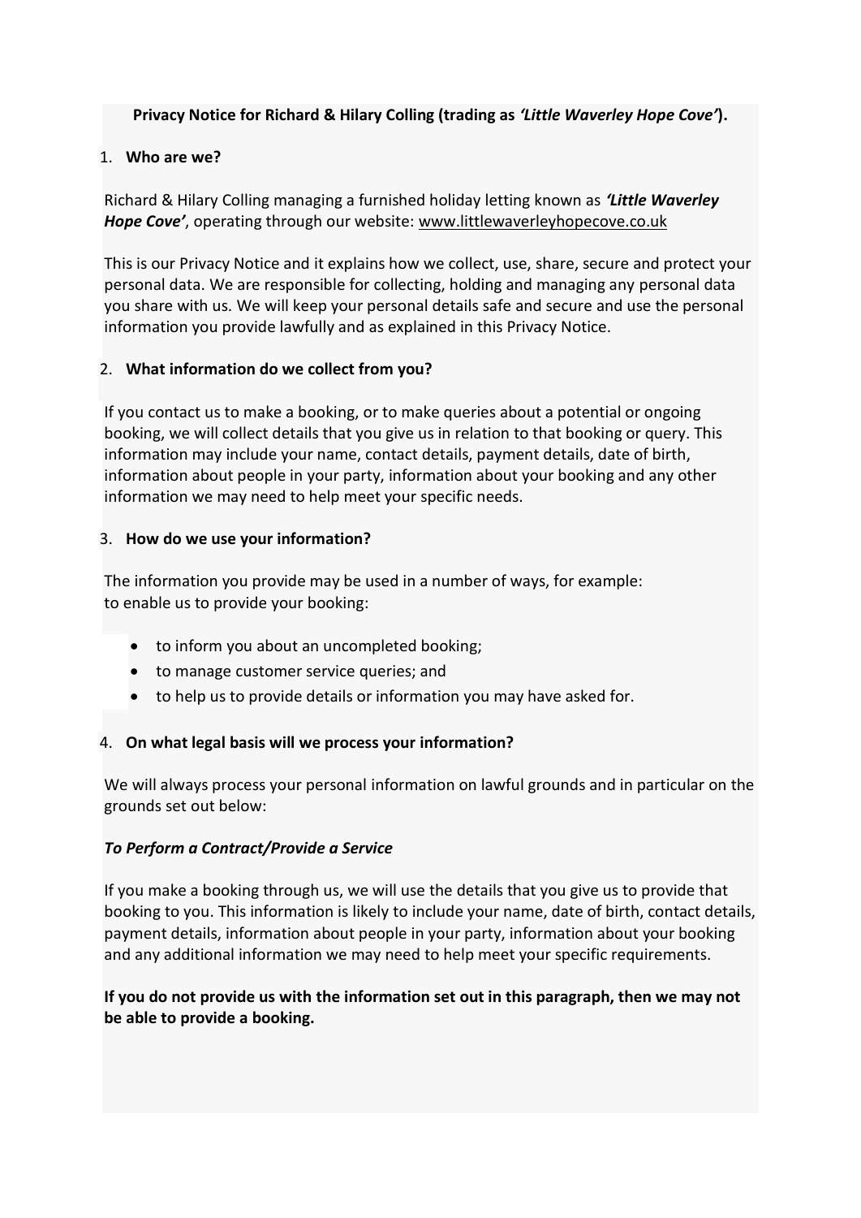**Privacy Notice for Richard & Hilary Colling (trading as *'Little Waverley Hope Cove'*).**

1. **Who are we?**

Richard & Hilary Colling managing a furnished holiday letting known as ***'Little Waverley Hope Cove'***, operating through our website: www.littlewaverleyhopecove.co.uk

This is our Privacy Notice and it explains how we collect, use, share, secure and protect your personal data. We are responsible for collecting, holding and managing any personal data you share with us. We will keep your personal details safe and secure and use the personal information you provide lawfully and as explained in this Privacy Notice.

2. **What information do we collect from you?**

If you contact us to make a booking, or to make queries about a potential or ongoing booking, we will collect details that you give us in relation to that booking or query. This information may include your name, contact details, payment details, date of birth, information about people in your party, information about your booking and any other information we may need to help meet your specific needs.

3. **How do we use your information?**

The information you provide may be used in a number of ways, for example:
to enable us to provide your booking:

- to inform you about an uncompleted booking;
- to manage customer service queries; and
- to help us to provide details or information you may have asked for.

4. **On what legal basis will we process your information?**

We will always process your personal information on lawful grounds and in particular on the grounds set out below:

***To Perform a Contract/Provide a Service***

If you make a booking through us, we will use the details that you give us to provide that booking to you. This information is likely to include your name, date of birth, contact details, payment details, information about people in your party, information about your booking and any additional information we may need to help meet your specific requirements.

**If you do not provide us with the information set out in this paragraph, then we may not be able to provide a booking.**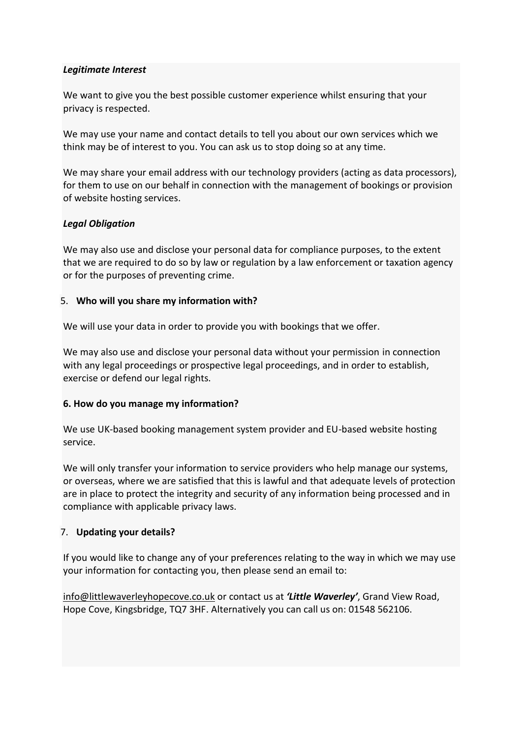***Legitimate Interest***

We want to give you the best possible customer experience whilst ensuring that your privacy is respected.

We may use your name and contact details to tell you about our own services which we think may be of interest to you. You can ask us to stop doing so at any time.

We may share your email address with our technology providers (acting as data processors), for them to use on our behalf in connection with the management of bookings or provision of website hosting services.

***Legal Obligation***

We may also use and disclose your personal data for compliance purposes, to the extent that we are required to do so by law or regulation by a law enforcement or taxation agency or for the purposes of preventing crime.

5. **Who will you share my information with?**

We will use your data in order to provide you with bookings that we offer.

We may also use and disclose your personal data without your permission in connection with any legal proceedings or prospective legal proceedings, and in order to establish, exercise or defend our legal rights.

**6. How do you manage my information?**

We use UK-based booking management system provider and EU-based website hosting service.

We will only transfer your information to service providers who help manage our systems, or overseas, where we are satisfied that this is lawful and that adequate levels of protection are in place to protect the integrity and security of any information being processed and in compliance with applicable privacy laws.

7. **Updating your details?**

If you would like to change any of your preferences relating to the way in which we may use your information for contacting you, then please send an email to:

info@littlewaverleyhopecove.co.uk or contact us at ***'Little Waverley'***, Grand View Road, Hope Cove, Kingsbridge, TQ7 3HF. Alternatively you can call us on: 01548 562106.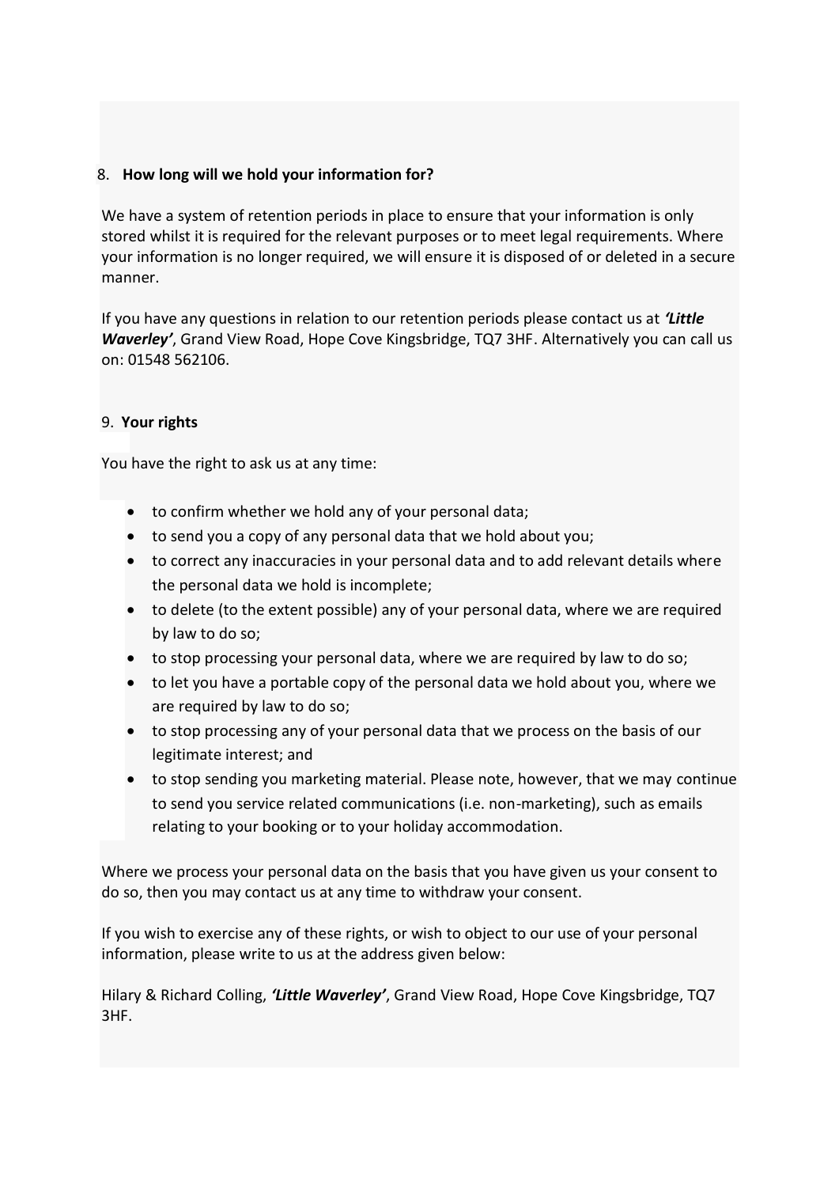8. **How long will we hold your information for?**

We have a system of retention periods in place to ensure that your information is only stored whilst it is required for the relevant purposes or to meet legal requirements. Where your information is no longer required, we will ensure it is disposed of or deleted in a secure manner.

If you have any questions in relation to our retention periods please contact us at ***'Little Waverley'***, Grand View Road, Hope Cove Kingsbridge, TQ7 3HF. Alternatively you can call us on: 01548 562106.

9. **Your rights**

You have the right to ask us at any time:

- to confirm whether we hold any of your personal data;
- to send you a copy of any personal data that we hold about you;
- to correct any inaccuracies in your personal data and to add relevant details where the personal data we hold is incomplete;
- to delete (to the extent possible) any of your personal data, where we are required by law to do so;
- to stop processing your personal data, where we are required by law to do so;
- to let you have a portable copy of the personal data we hold about you, where we are required by law to do so;
- to stop processing any of your personal data that we process on the basis of our legitimate interest; and
- to stop sending you marketing material. Please note, however, that we may continue to send you service related communications (i.e. non-marketing), such as emails relating to your booking or to your holiday accommodation.

Where we process your personal data on the basis that you have given us your consent to do so, then you may contact us at any time to withdraw your consent.

If you wish to exercise any of these rights, or wish to object to our use of your personal information, please write to us at the address given below:

Hilary & Richard Colling, ***'Little Waverley'***, Grand View Road, Hope Cove Kingsbridge, TQ7 3HF.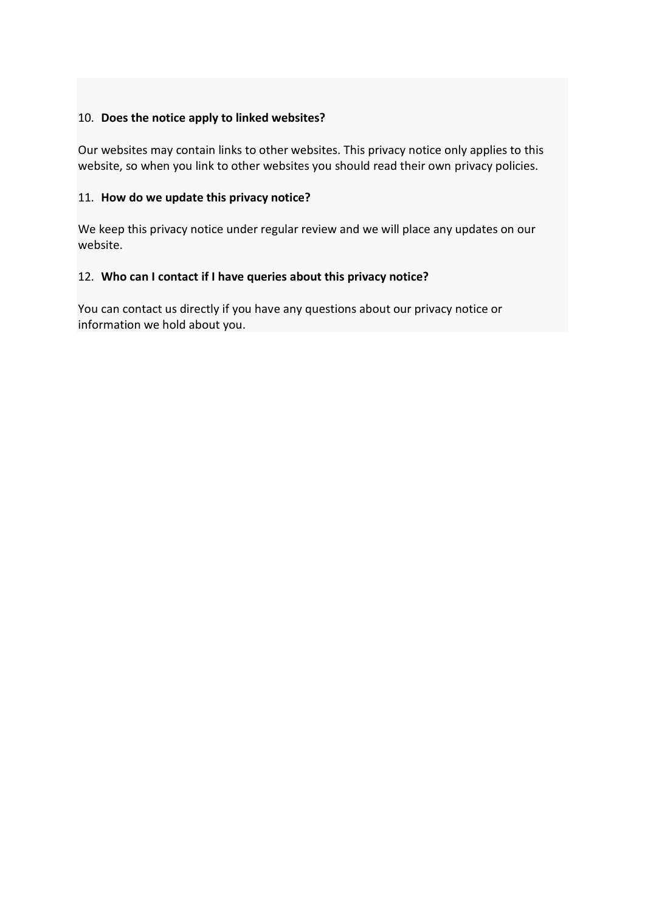10. **Does the notice apply to linked websites?**

Our websites may contain links to other websites. This privacy notice only applies to this website, so when you link to other websites you should read their own privacy policies.

11. **How do we update this privacy notice?**

We keep this privacy notice under regular review and we will place any updates on our website.

12. **Who can I contact if I have queries about this privacy notice?**

You can contact us directly if you have any questions about our privacy notice or information we hold about you.